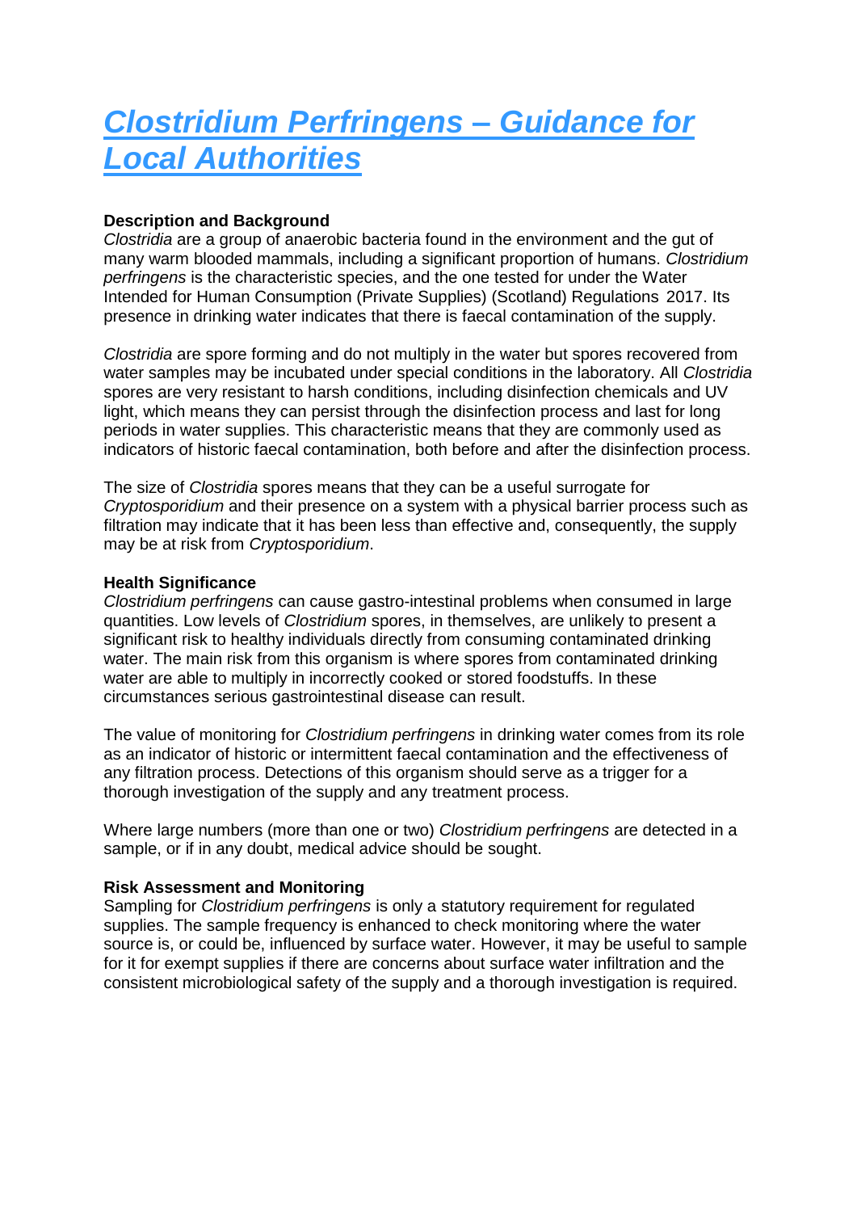# *Clostridium Perfringens – Guidance for Local Authorities*

**Description and Background**

*Clostridia* are a group of anaerobic bacteria found in the environment and the gut of many warm blooded mammals, including a significant proportion of humans. *Clostridium perfringens* is the characteristic species, and the one tested for under the Water Intended for Human Consumption (Private Supplies) (Scotland) Regulations 2017. Its presence in drinking water indicates that there is faecal contamination of the supply.

*Clostridia* are spore forming and do not multiply in the water but spores recovered from water samples may be incubated under special conditions in the laboratory. All *Clostridia* spores are very resistant to harsh conditions, including disinfection chemicals and UV light, which means they can persist through the disinfection process and last for long periods in water supplies. This characteristic means that they are commonly used as indicators of historic faecal contamination, both before and after the disinfection process.

The size of *Clostridia* spores means that they can be a useful surrogate for *Cryptosporidium* and their presence on a system with a physical barrier process such as filtration may indicate that it has been less than effective and, consequently, the supply may be at risk from *Cryptosporidium*.

**Health Significance**

*Clostridium perfringens* can cause gastro-intestinal problems when consumed in large quantities. Low levels of *Clostridium* spores, in themselves, are unlikely to present a significant risk to healthy individuals directly from consuming contaminated drinking water. The main risk from this organism is where spores from contaminated drinking water are able to multiply in incorrectly cooked or stored foodstuffs. In these circumstances serious gastrointestinal disease can result.

The value of monitoring for *Clostridium perfringens* in drinking water comes from its role as an indicator of historic or intermittent faecal contamination and the effectiveness of any filtration process. Detections of this organism should serve as a trigger for a thorough investigation of the supply and any treatment process.

Where large numbers (more than one or two) *Clostridium perfringens* are detected in a sample, or if in any doubt, medical advice should be sought.

**Risk Assessment and Monitoring**

Sampling for *Clostridium perfringens* is only a statutory requirement for regulated supplies. The sample frequency is enhanced to check monitoring where the water source is, or could be, influenced by surface water. However, it may be useful to sample for it for exempt supplies if there are concerns about surface water infiltration and the consistent microbiological safety of the supply and a thorough investigation is required.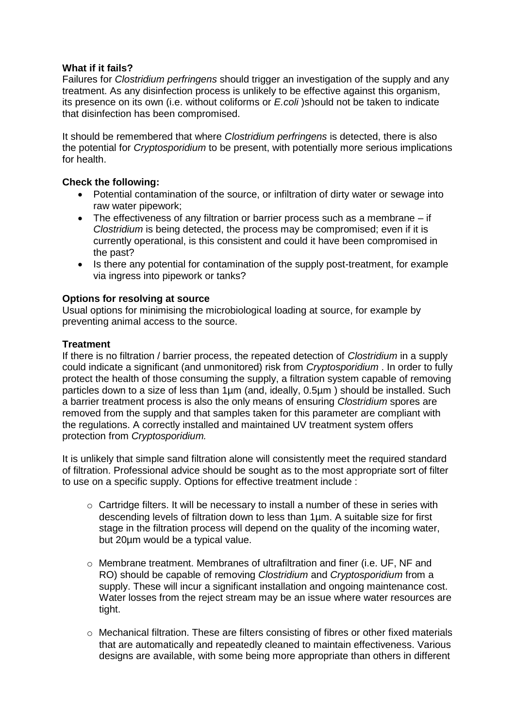**What if it fails?**

Failures for *Clostridium perfringens* should trigger an investigation of the supply and any treatment. As any disinfection process is unlikely to be effective against this organism, its presence on its own (i.e. without coliforms or *E.coli* )should not be taken to indicate that disinfection has been compromised.

It should be remembered that where *Clostridium perfringens* is detected, there is also the potential for *Cryptosporidium* to be present, with potentially more serious implications for health.

**Check the following:**

- Potential contamination of the source, or infiltration of dirty water or sewage into raw water pipework;
- The effectiveness of any filtration or barrier process such as a membrane – if *Clostridium* is being detected, the process may be compromised; even if it is currently operational, is this consistent and could it have been compromised in the past?
- Is there any potential for contamination of the supply post-treatment, for example via ingress into pipework or tanks?

**Options for resolving at source**

Usual options for minimising the microbiological loading at source, for example by preventing animal access to the source.

**Treatment**

If there is no filtration / barrier process, the repeated detection of *Clostridium* in a supply could indicate a significant (and unmonitored) risk from *Cryptosporidium* . In order to fully protect the health of those consuming the supply, a filtration system capable of removing particles down to a size of less than 1µm (and, ideally, 0.5µm ) should be installed. Such a barrier treatment process is also the only means of ensuring *Clostridium* spores are removed from the supply and that samples taken for this parameter are compliant with the regulations. A correctly installed and maintained UV treatment system offers protection from *Cryptosporidium.*

It is unlikely that simple sand filtration alone will consistently meet the required standard of filtration. Professional advice should be sought as to the most appropriate sort of filter to use on a specific supply. Options for effective treatment include :

- Cartridge filters. It will be necessary to install a number of these in series with descending levels of filtration down to less than 1µm. A suitable size for first stage in the filtration process will depend on the quality of the incoming water, but 20µm would be a typical value.

- Membrane treatment. Membranes of ultrafiltration and finer (i.e. UF, NF and RO) should be capable of removing *Clostridium* and *Cryptosporidium* from a supply. These will incur a significant installation and ongoing maintenance cost. Water losses from the reject stream may be an issue where water resources are tight.

- Mechanical filtration. These are filters consisting of fibres or other fixed materials that are automatically and repeatedly cleaned to maintain effectiveness. Various designs are available, with some being more appropriate than others in different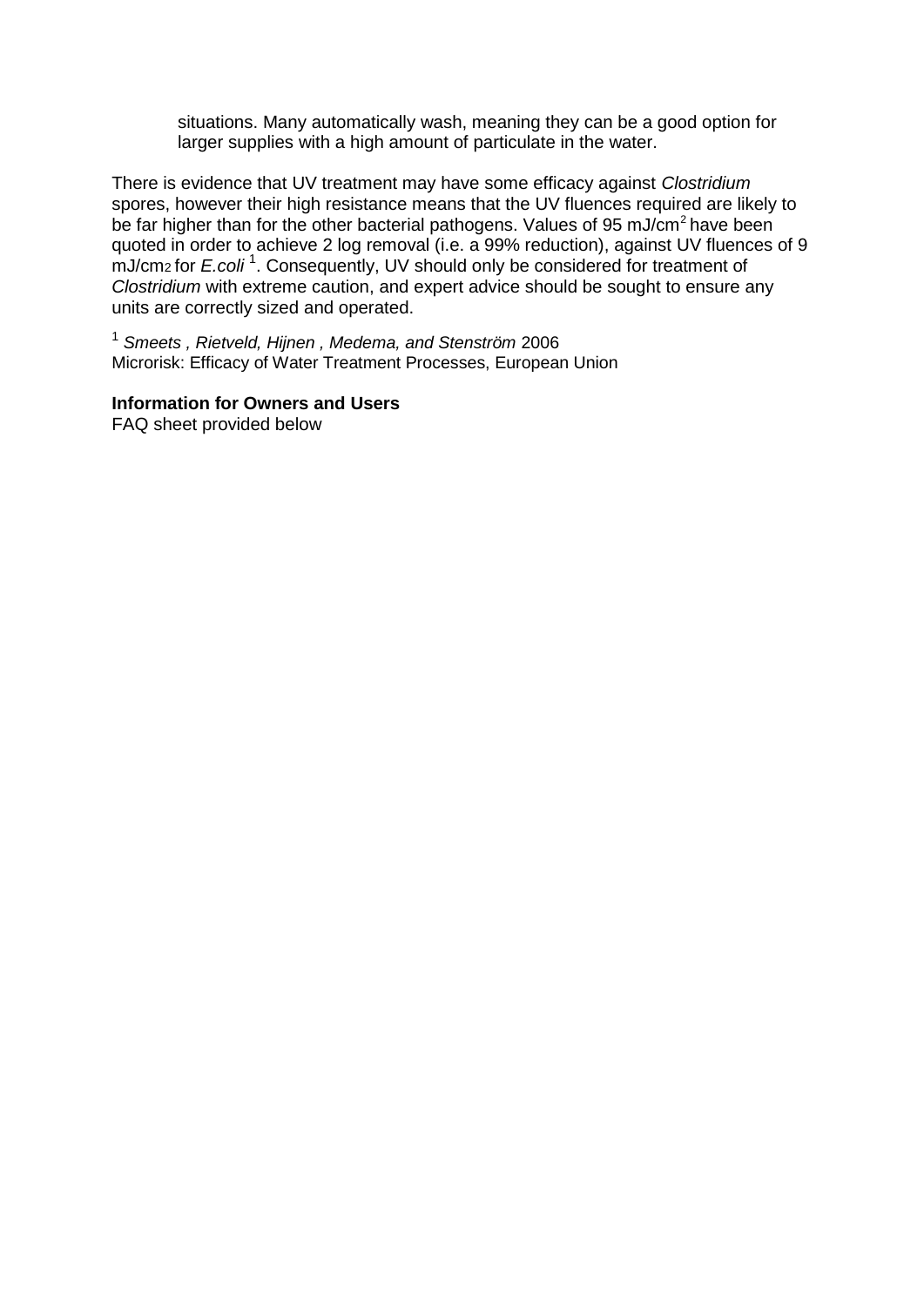situations. Many automatically wash, meaning they can be a good option for larger supplies with a high amount of particulate in the water.

There is evidence that UV treatment may have some efficacy against *Clostridium* spores, however their high resistance means that the UV fluences required are likely to be far higher than for the other bacterial pathogens. Values of 95 $mJ/cm^2$ have been quoted in order to achieve 2 log removal (i.e. a 99% reduction), against UV fluences of 9 $mJ/cm_2$ for *E.coli*[1]. Consequently, UV should only be considered for treatment of *Clostridium* with extreme caution, and expert advice should be sought to ensure any units are correctly sized and operated.

[1] *Smeets , Rietveld, Hijnen , Medema, and Stenström* 2006
Microrisk: Efficacy of Water Treatment Processes, European Union

**Information for Owners and Users**
FAQ sheet provided below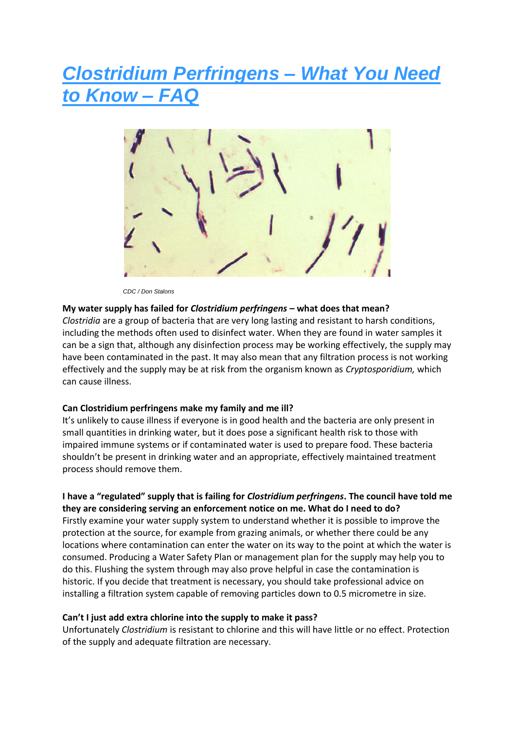# [Clostridium Perfringens – What You Need to Know – FAQ]

CDC / Don Stalons

**My water supply has failed for *Clostridium perfringens* – what does that mean?**
*Clostridia* are a group of bacteria that are very long lasting and resistant to harsh conditions, including the methods often used to disinfect water. When they are found in water samples it can be a sign that, although any disinfection process may be working effectively, the supply may have been contaminated in the past. It may also mean that any filtration process is not working effectively and the supply may be at risk from the organism known as *Cryptosporidium,* which can cause illness.

**Can Clostridium perfringens make my family and me ill?**
It's unlikely to cause illness if everyone is in good health and the bacteria are only present in small quantities in drinking water, but it does pose a significant health risk to those with impaired immune systems or if contaminated water is used to prepare food. These bacteria shouldn't be present in drinking water and an appropriate, effectively maintained treatment process should remove them.

**I have a "regulated" supply that is failing for *Clostridium perfringens*. The council have told me they are considering serving an enforcement notice on me. What do I need to do?**
Firstly examine your water supply system to understand whether it is possible to improve the protection at the source, for example from grazing animals, or whether there could be any locations where contamination can enter the water on its way to the point at which the water is consumed. Producing a Water Safety Plan or management plan for the supply may help you to do this. Flushing the system through may also prove helpful in case the contamination is historic. If you decide that treatment is necessary, you should take professional advice on installing a filtration system capable of removing particles down to 0.5 micrometre in size.

**Can't I just add extra chlorine into the supply to make it pass?**
Unfortunately *Clostridium* is resistant to chlorine and this will have little or no effect. Protection of the supply and adequate filtration are necessary.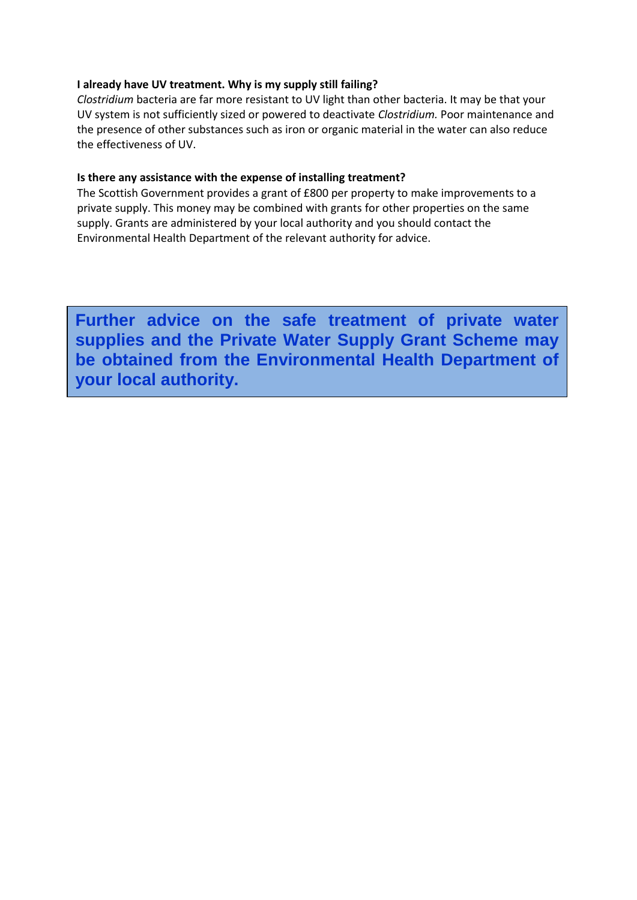**I already have UV treatment. Why is my supply still failing?**

*Clostridium* bacteria are far more resistant to UV light than other bacteria. It may be that your UV system is not sufficiently sized or powered to deactivate *Clostridium.* Poor maintenance and the presence of other substances such as iron or organic material in the water can also reduce the effectiveness of UV.

**Is there any assistance with the expense of installing treatment?**

The Scottish Government provides a grant of £800 per property to make improvements to a private supply. This money may be combined with grants for other properties on the same supply. Grants are administered by your local authority and you should contact the Environmental Health Department of the relevant authority for advice.

**Further advice on the safe treatment of private water supplies and the Private Water Supply Grant Scheme may be obtained from the Environmental Health Department of your local authority.**